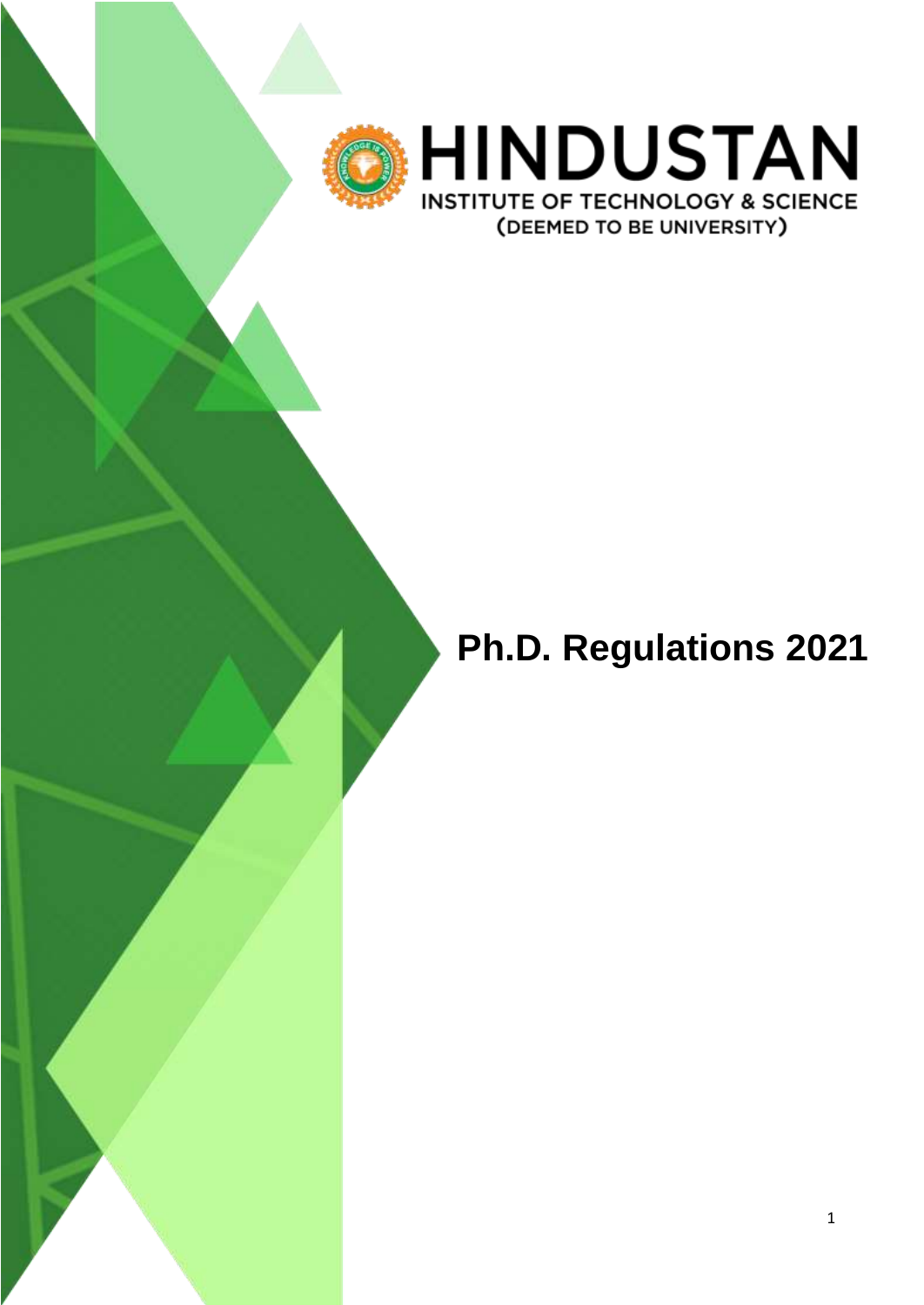HINDUSTAN

INSTITUTE OF TECHNOLOGY & SCIENCE

(DEEMED TO BE UNIVERSITY)

# Ph.D. Regulations 2021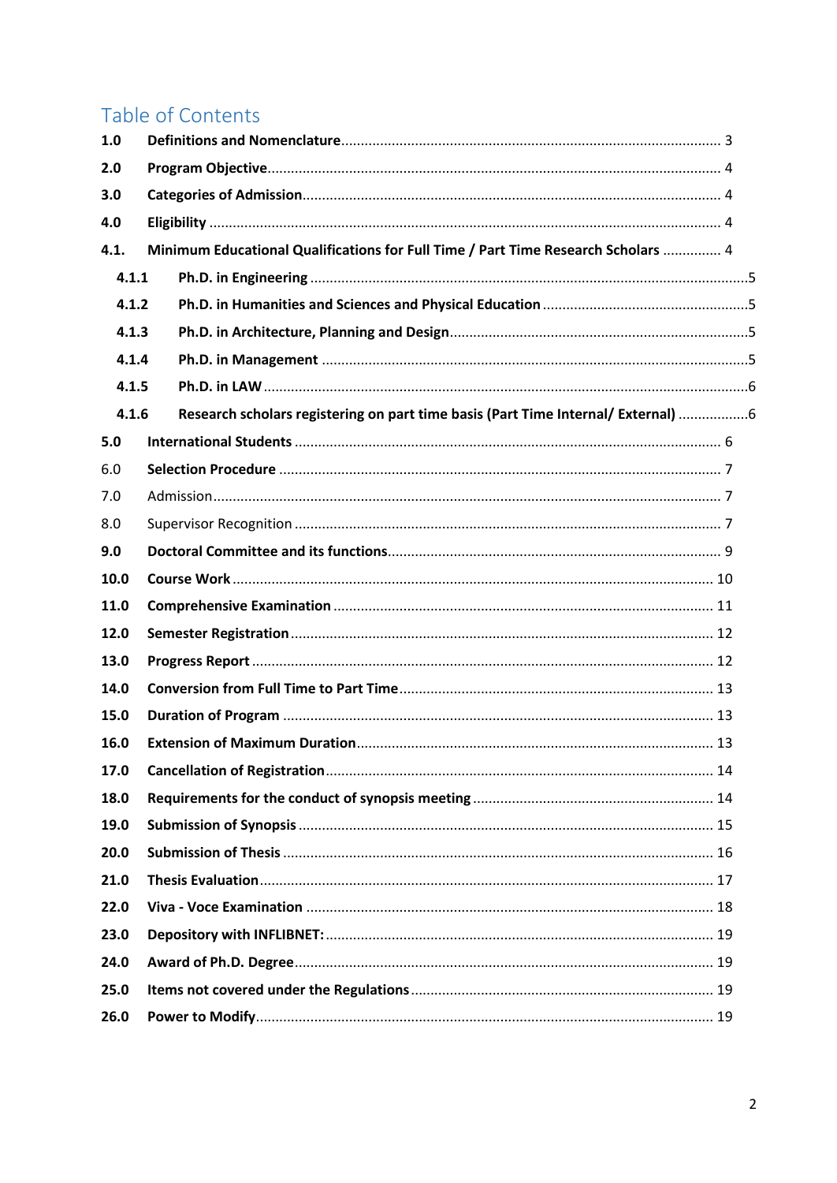# Table of Contents

| | | |
|---|---|---|
| **1.0** | **Definitions and Nomenclature** | 3 |
| **2.0** | **Program Objective** | 4 |
| **3.0** | **Categories of Admission** | 4 |
| **4.0** | **Eligibility** | 4 |
| **4.1.** | **Minimum Educational Qualifications for Full Time / Part Time Research Scholars** | 4 |
| **4.1.1** | **Ph.D. in Engineering** | 5 |
| **4.1.2** | **Ph.D. in Humanities and Sciences and Physical Education** | 5 |
| **4.1.3** | **Ph.D. in Architecture, Planning and Design** | 5 |
| **4.1.4** | **Ph.D. in Management** | 5 |
| **4.1.5** | **Ph.D. in LAW** | 6 |
| **4.1.6** | **Research scholars registering on part time basis (Part Time Internal/ External)** | 6 |
| **5.0** | **International Students** | 6 |
| 6.0 | **Selection Procedure** | 7 |
| 7.0 | Admission | 7 |
| 8.0 | Supervisor Recognition | 7 |
| **9.0** | **Doctoral Committee and its functions** | 9 |
| **10.0** | **Course Work** | 10 |
| **11.0** | **Comprehensive Examination** | 11 |
| **12.0** | **Semester Registration** | 12 |
| **13.0** | **Progress Report** | 12 |
| **14.0** | **Conversion from Full Time to Part Time** | 13 |
| **15.0** | **Duration of Program** | 13 |
| **16.0** | **Extension of Maximum Duration** | 13 |
| **17.0** | **Cancellation of Registration** | 14 |
| **18.0** | **Requirements for the conduct of synopsis meeting** | 14 |
| **19.0** | **Submission of Synopsis** | 15 |
| **20.0** | **Submission of Thesis** | 16 |
| **21.0** | **Thesis Evaluation** | 17 |
| **22.0** | **Viva - Voce Examination** | 18 |
| **23.0** | **Depository with INFLIBNET:** | 19 |
| **24.0** | **Award of Ph.D. Degree** | 19 |
| **25.0** | **Items not covered under the Regulations** | 19 |
| **26.0** | **Power to Modify** | 19 |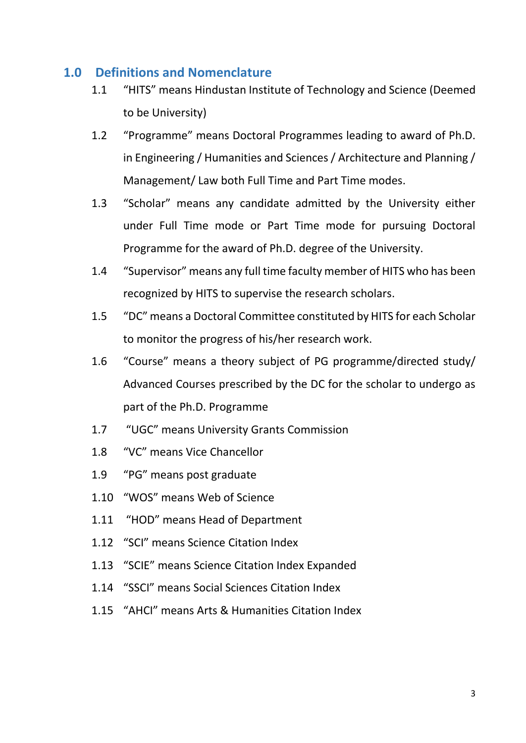## 1.0 Definitions and Nomenclature

1.1 "HITS" means Hindustan Institute of Technology and Science (Deemed to be University)

1.2 "Programme" means Doctoral Programmes leading to award of Ph.D. in Engineering / Humanities and Sciences / Architecture and Planning / Management/ Law both Full Time and Part Time modes.

1.3 "Scholar" means any candidate admitted by the University either under Full Time mode or Part Time mode for pursuing Doctoral Programme for the award of Ph.D. degree of the University.

1.4 "Supervisor" means any full time faculty member of HITS who has been recognized by HITS to supervise the research scholars.

1.5 "DC" means a Doctoral Committee constituted by HITS for each Scholar to monitor the progress of his/her research work.

1.6 "Course" means a theory subject of PG programme/directed study/ Advanced Courses prescribed by the DC for the scholar to undergo as part of the Ph.D. Programme

1.7 "UGC" means University Grants Commission

1.8 "VC" means Vice Chancellor

1.9 "PG" means post graduate

1.10 "WOS" means Web of Science

1.11 "HOD" means Head of Department

1.12 "SCI" means Science Citation Index

1.13 "SCIE" means Science Citation Index Expanded

1.14 "SSCI" means Social Sciences Citation Index

1.15 "AHCI" means Arts & Humanities Citation Index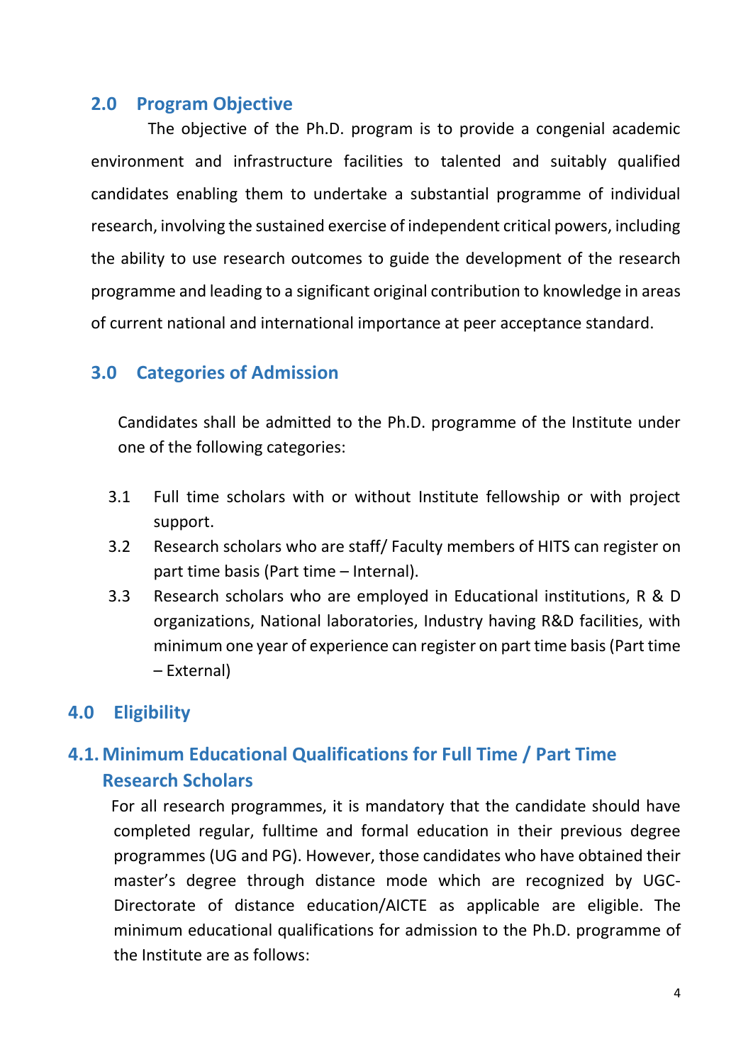## 2.0 Program Objective

The objective of the Ph.D. program is to provide a congenial academic environment and infrastructure facilities to talented and suitably qualified candidates enabling them to undertake a substantial programme of individual research, involving the sustained exercise of independent critical powers, including the ability to use research outcomes to guide the development of the research programme and leading to a significant original contribution to knowledge in areas of current national and international importance at peer acceptance standard.

## 3.0 Categories of Admission

Candidates shall be admitted to the Ph.D. programme of the Institute under one of the following categories:

3.1 Full time scholars with or without Institute fellowship or with project support.

3.2 Research scholars who are staff/ Faculty members of HITS can register on part time basis (Part time – Internal).

3.3 Research scholars who are employed in Educational institutions, R & D organizations, National laboratories, Industry having R&D facilities, with minimum one year of experience can register on part time basis (Part time – External)

## 4.0 Eligibility

### 4.1. Minimum Educational Qualifications for Full Time / Part Time Research Scholars

For all research programmes, it is mandatory that the candidate should have completed regular, fulltime and formal education in their previous degree programmes (UG and PG). However, those candidates who have obtained their master's degree through distance mode which are recognized by UGC-Directorate of distance education/AICTE as applicable are eligible. The minimum educational qualifications for admission to the Ph.D. programme of the Institute are as follows: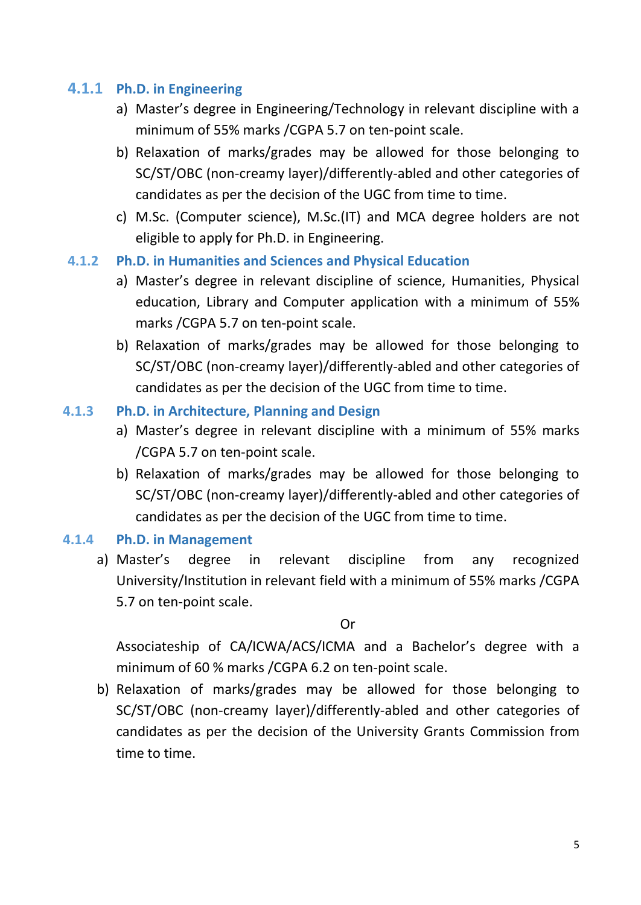### 4.1.1 Ph.D. in Engineering

a) Master's degree in Engineering/Technology in relevant discipline with a minimum of 55% marks /CGPA 5.7 on ten-point scale.

b) Relaxation of marks/grades may be allowed for those belonging to SC/ST/OBC (non-creamy layer)/differently-abled and other categories of candidates as per the decision of the UGC from time to time.

c) M.Sc. (Computer science), M.Sc.(IT) and MCA degree holders are not eligible to apply for Ph.D. in Engineering.

### 4.1.2 Ph.D. in Humanities and Sciences and Physical Education

a) Master's degree in relevant discipline of science, Humanities, Physical education, Library and Computer application with a minimum of 55% marks /CGPA 5.7 on ten-point scale.

b) Relaxation of marks/grades may be allowed for those belonging to SC/ST/OBC (non-creamy layer)/differently-abled and other categories of candidates as per the decision of the UGC from time to time.

### 4.1.3 Ph.D. in Architecture, Planning and Design

a) Master's degree in relevant discipline with a minimum of 55% marks /CGPA 5.7 on ten-point scale.

b) Relaxation of marks/grades may be allowed for those belonging to SC/ST/OBC (non-creamy layer)/differently-abled and other categories of candidates as per the decision of the UGC from time to time.

### 4.1.4 Ph.D. in Management

a) Master's degree in relevant discipline from any recognized University/Institution in relevant field with a minimum of 55% marks /CGPA 5.7 on ten-point scale.

   Or

   Associateship of CA/ICWA/ACS/ICMA and a Bachelor's degree with a minimum of 60 % marks /CGPA 6.2 on ten-point scale.

b) Relaxation of marks/grades may be allowed for those belonging to SC/ST/OBC (non-creamy layer)/differently-abled and other categories of candidates as per the decision of the University Grants Commission from time to time.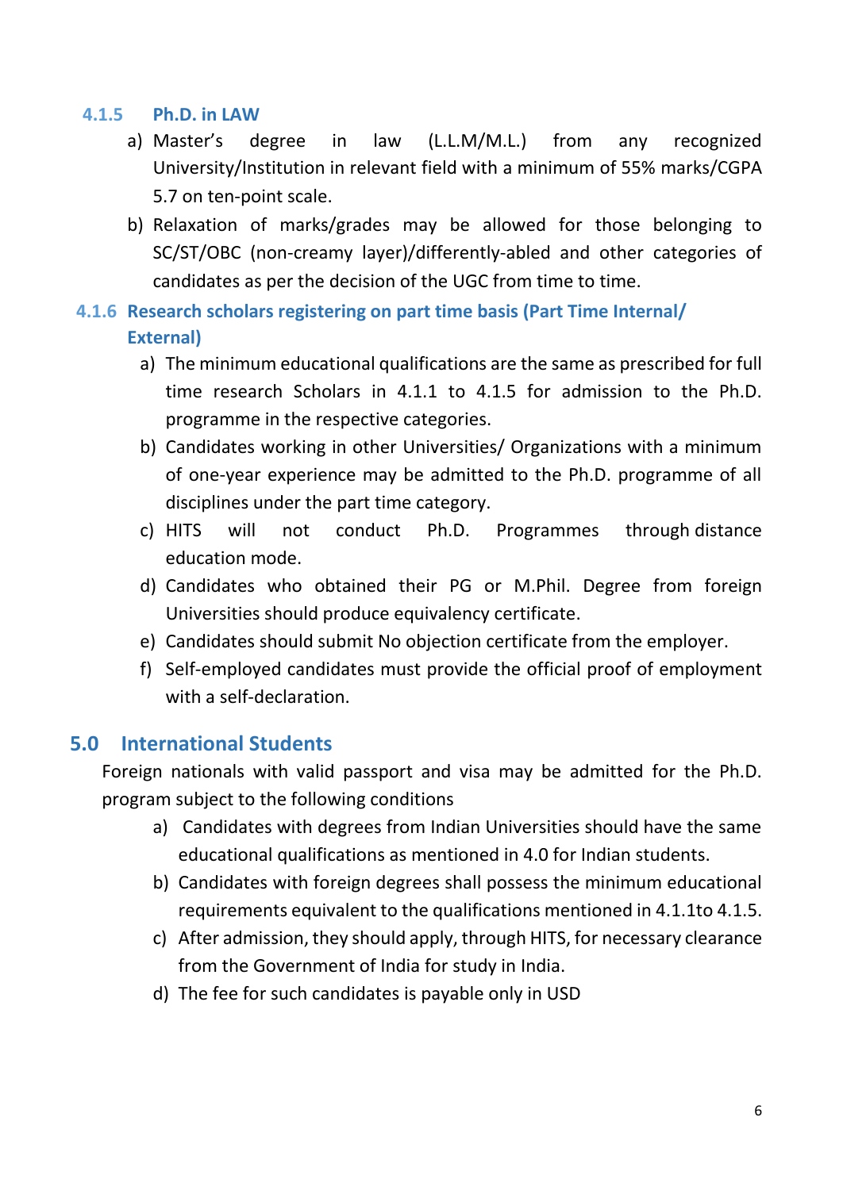### 4.1.5 Ph.D. in LAW

a) Master's degree in law (L.L.M/M.L.) from any recognized University/Institution in relevant field with a minimum of 55% marks/CGPA 5.7 on ten-point scale.

b) Relaxation of marks/grades may be allowed for those belonging to SC/ST/OBC (non-creamy layer)/differently-abled and other categories of candidates as per the decision of the UGC from time to time.

### 4.1.6 Research scholars registering on part time basis (Part Time Internal/ External)

a) The minimum educational qualifications are the same as prescribed for full time research Scholars in 4.1.1 to 4.1.5 for admission to the Ph.D. programme in the respective categories.

b) Candidates working in other Universities/ Organizations with a minimum of one-year experience may be admitted to the Ph.D. programme of all disciplines under the part time category.

c) HITS will not conduct Ph.D. Programmes through distance education mode.

d) Candidates who obtained their PG or M.Phil. Degree from foreign Universities should produce equivalency certificate.

e) Candidates should submit No objection certificate from the employer.

f) Self-employed candidates must provide the official proof of employment with a self-declaration.

## 5.0 International Students

Foreign nationals with valid passport and visa may be admitted for the Ph.D. program subject to the following conditions

a) Candidates with degrees from Indian Universities should have the same educational qualifications as mentioned in 4.0 for Indian students.

b) Candidates with foreign degrees shall possess the minimum educational requirements equivalent to the qualifications mentioned in 4.1.1to 4.1.5.

c) After admission, they should apply, through HITS, for necessary clearance from the Government of India for study in India.

d) The fee for such candidates is payable only in USD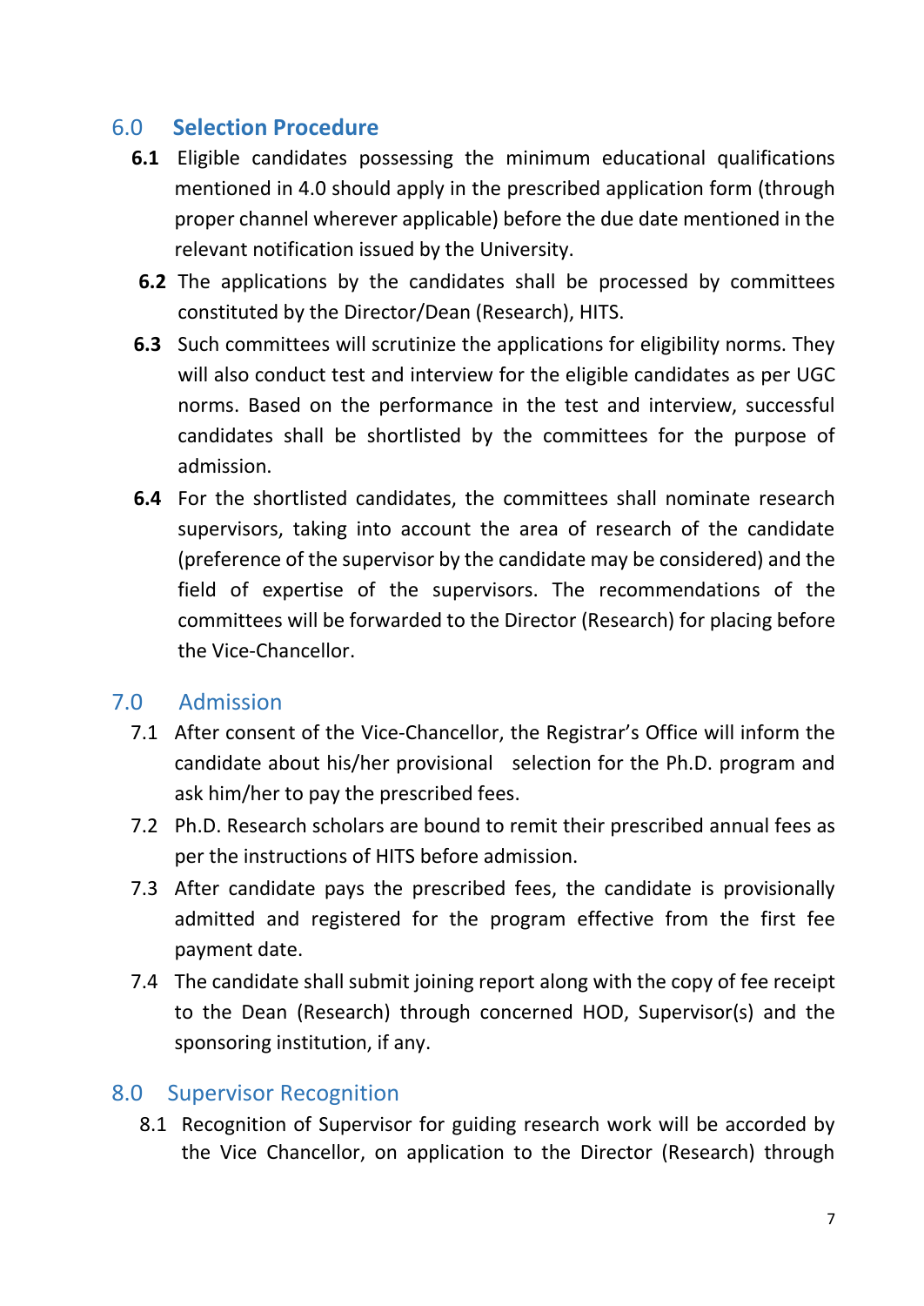## 6.0 Selection Procedure

**6.1** Eligible candidates possessing the minimum educational qualifications mentioned in 4.0 should apply in the prescribed application form (through proper channel wherever applicable) before the due date mentioned in the relevant notification issued by the University.

**6.2** The applications by the candidates shall be processed by committees constituted by the Director/Dean (Research), HITS.

**6.3** Such committees will scrutinize the applications for eligibility norms. They will also conduct test and interview for the eligible candidates as per UGC norms. Based on the performance in the test and interview, successful candidates shall be shortlisted by the committees for the purpose of admission.

**6.4** For the shortlisted candidates, the committees shall nominate research supervisors, taking into account the area of research of the candidate (preference of the supervisor by the candidate may be considered) and the field of expertise of the supervisors. The recommendations of the committees will be forwarded to the Director (Research) for placing before the Vice-Chancellor.

## 7.0 Admission

7.1 After consent of the Vice-Chancellor, the Registrar's Office will inform the candidate about his/her provisional selection for the Ph.D. program and ask him/her to pay the prescribed fees.

7.2 Ph.D. Research scholars are bound to remit their prescribed annual fees as per the instructions of HITS before admission.

7.3 After candidate pays the prescribed fees, the candidate is provisionally admitted and registered for the program effective from the first fee payment date.

7.4 The candidate shall submit joining report along with the copy of fee receipt to the Dean (Research) through concerned HOD, Supervisor(s) and the sponsoring institution, if any.

## 8.0 Supervisor Recognition

8.1 Recognition of Supervisor for guiding research work will be accorded by the Vice Chancellor, on application to the Director (Research) through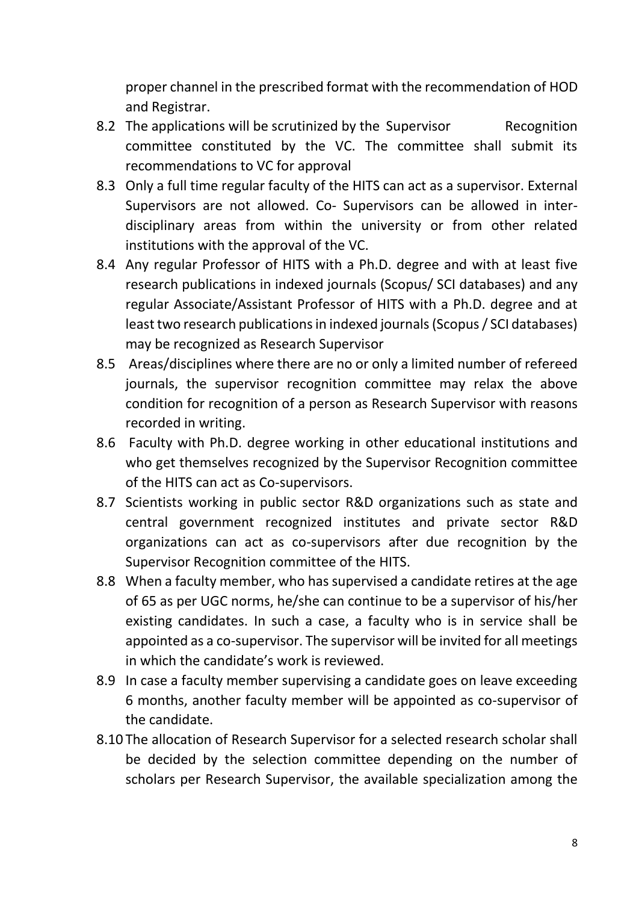proper channel in the prescribed format with the recommendation of HOD and Registrar.

8.2 The applications will be scrutinized by the Supervisor Recognition committee constituted by the VC. The committee shall submit its recommendations to VC for approval

8.3 Only a full time regular faculty of the HITS can act as a supervisor. External Supervisors are not allowed. Co- Supervisors can be allowed in inter-disciplinary areas from within the university or from other related institutions with the approval of the VC.

8.4 Any regular Professor of HITS with a Ph.D. degree and with at least five research publications in indexed journals (Scopus/ SCI databases) and any regular Associate/Assistant Professor of HITS with a Ph.D. degree and at least two research publications in indexed journals (Scopus / SCI databases) may be recognized as Research Supervisor

8.5 Areas/disciplines where there are no or only a limited number of refereed journals, the supervisor recognition committee may relax the above condition for recognition of a person as Research Supervisor with reasons recorded in writing.

8.6 Faculty with Ph.D. degree working in other educational institutions and who get themselves recognized by the Supervisor Recognition committee of the HITS can act as Co-supervisors.

8.7 Scientists working in public sector R&D organizations such as state and central government recognized institutes and private sector R&D organizations can act as co-supervisors after due recognition by the Supervisor Recognition committee of the HITS.

8.8 When a faculty member, who has supervised a candidate retires at the age of 65 as per UGC norms, he/she can continue to be a supervisor of his/her existing candidates. In such a case, a faculty who is in service shall be appointed as a co-supervisor. The supervisor will be invited for all meetings in which the candidate's work is reviewed.

8.9 In case a faculty member supervising a candidate goes on leave exceeding 6 months, another faculty member will be appointed as co-supervisor of the candidate.

8.10 The allocation of Research Supervisor for a selected research scholar shall be decided by the selection committee depending on the number of scholars per Research Supervisor, the available specialization among the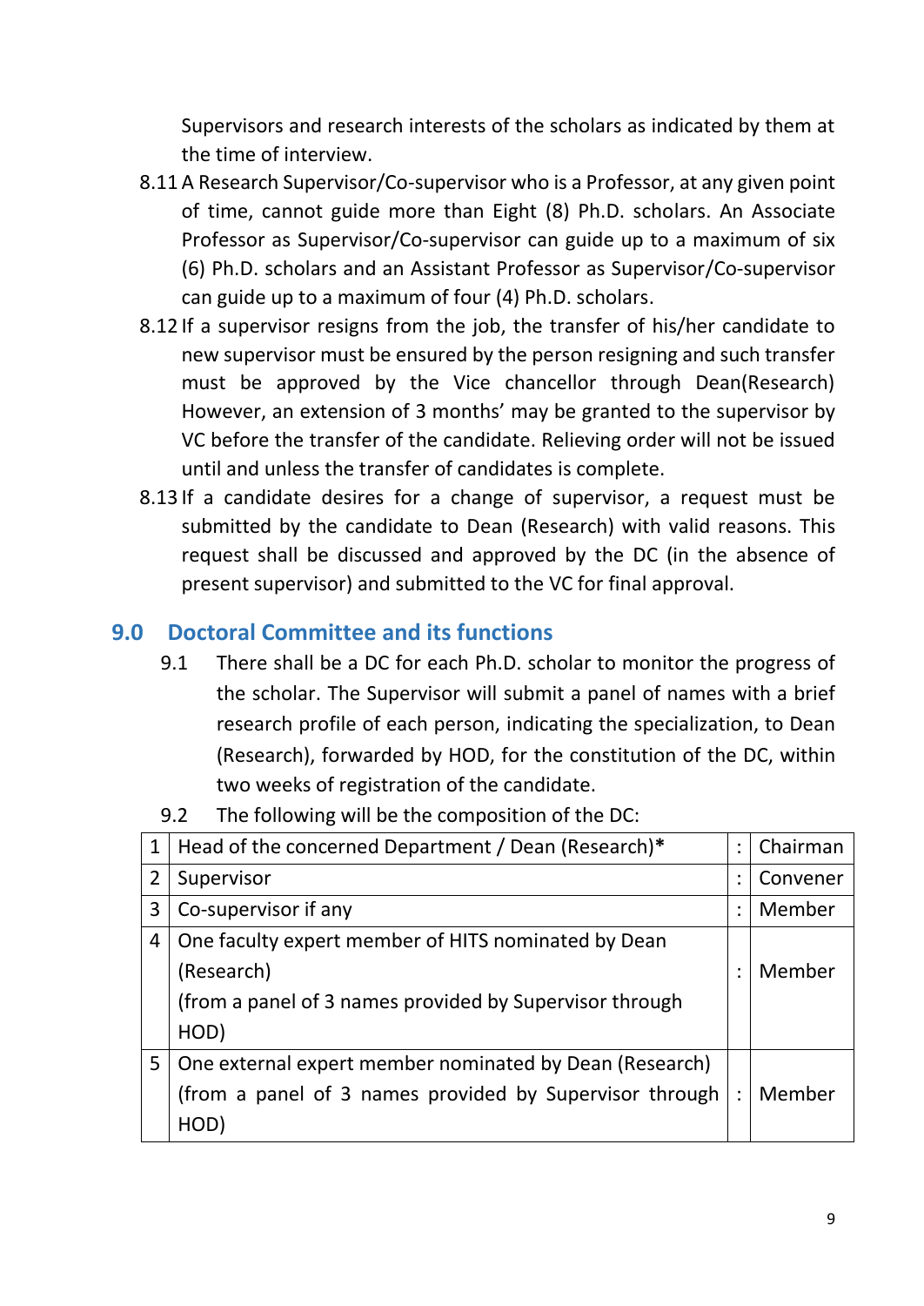Supervisors and research interests of the scholars as indicated by them at the time of interview.

8.11 A Research Supervisor/Co-supervisor who is a Professor, at any given point of time, cannot guide more than Eight (8) Ph.D. scholars. An Associate Professor as Supervisor/Co-supervisor can guide up to a maximum of six (6) Ph.D. scholars and an Assistant Professor as Supervisor/Co-supervisor can guide up to a maximum of four (4) Ph.D. scholars.

8.12 If a supervisor resigns from the job, the transfer of his/her candidate to new supervisor must be ensured by the person resigning and such transfer must be approved by the Vice chancellor through Dean(Research) However, an extension of 3 months' may be granted to the supervisor by VC before the transfer of the candidate. Relieving order will not be issued until and unless the transfer of candidates is complete.

8.13 If a candidate desires for a change of supervisor, a request must be submitted by the candidate to Dean (Research) with valid reasons. This request shall be discussed and approved by the DC (in the absence of present supervisor) and submitted to the VC for final approval.

## 9.0 Doctoral Committee and its functions

9.1 There shall be a DC for each Ph.D. scholar to monitor the progress of the scholar. The Supervisor will submit a panel of names with a brief research profile of each person, indicating the specialization, to Dean (Research), forwarded by HOD, for the constitution of the DC, within two weeks of registration of the candidate.

9.2 The following will be the composition of the DC:

| | | | |
|---|---|---|---|
| 1 | Head of the concerned Department / Dean (Research)**\*** | : | Chairman |
| 2 | Supervisor | : | Convener |
| 3 | Co-supervisor if any | : | Member |
| 4 | One faculty expert member of HITS nominated by Dean (Research) (from a panel of 3 names provided by Supervisor through HOD) | : | Member |
| 5 | One external expert member nominated by Dean (Research) (from a panel of 3 names provided by Supervisor through HOD) | : | Member |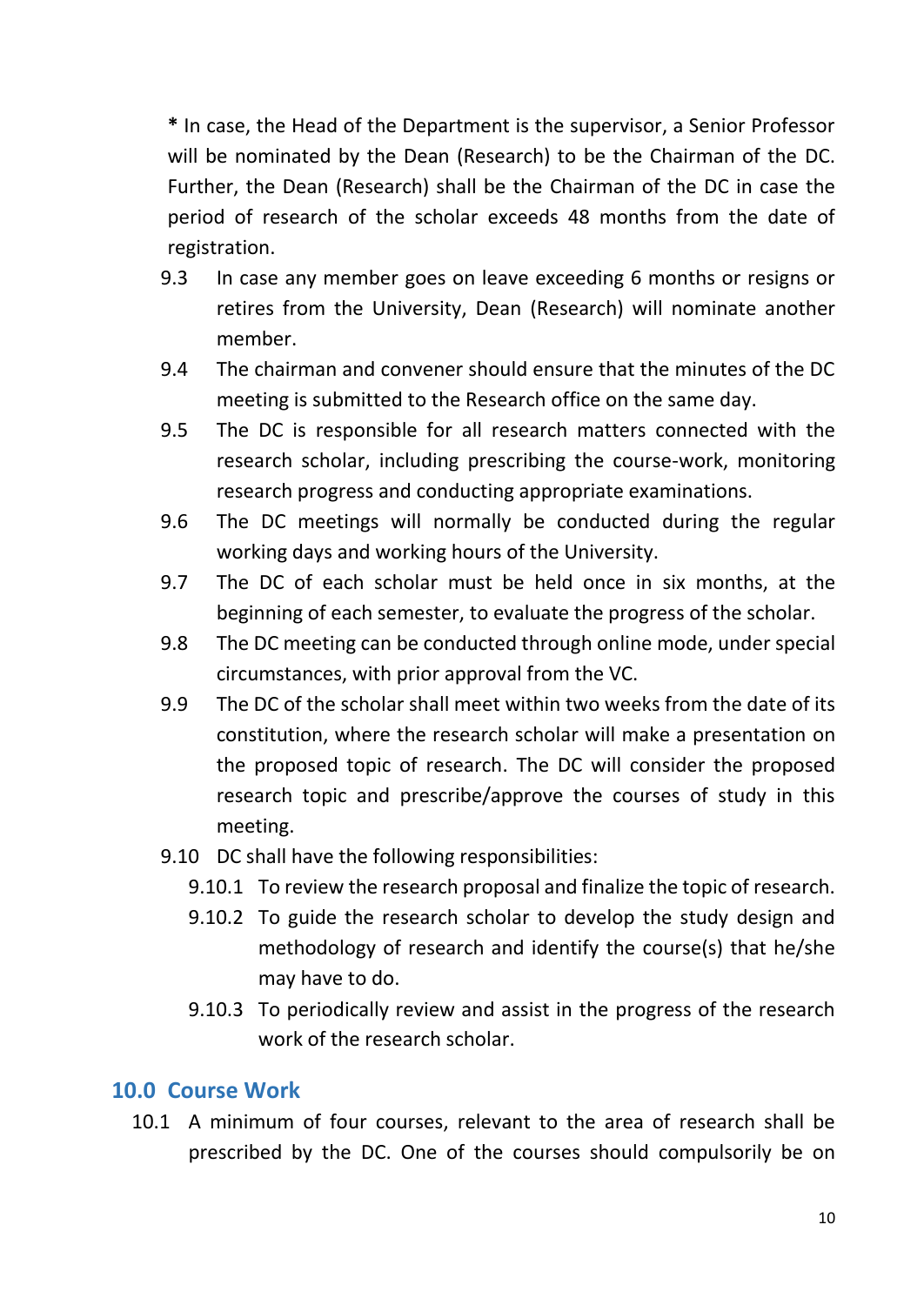**\*** In case, the Head of the Department is the supervisor, a Senior Professor will be nominated by the Dean (Research) to be the Chairman of the DC. Further, the Dean (Research) shall be the Chairman of the DC in case the period of research of the scholar exceeds 48 months from the date of registration.

9.3 In case any member goes on leave exceeding 6 months or resigns or retires from the University, Dean (Research) will nominate another member.

9.4 The chairman and convener should ensure that the minutes of the DC meeting is submitted to the Research office on the same day.

9.5 The DC is responsible for all research matters connected with the research scholar, including prescribing the course-work, monitoring research progress and conducting appropriate examinations.

9.6 The DC meetings will normally be conducted during the regular working days and working hours of the University.

9.7 The DC of each scholar must be held once in six months, at the beginning of each semester, to evaluate the progress of the scholar.

9.8 The DC meeting can be conducted through online mode, under special circumstances, with prior approval from the VC.

9.9 The DC of the scholar shall meet within two weeks from the date of its constitution, where the research scholar will make a presentation on the proposed topic of research. The DC will consider the proposed research topic and prescribe/approve the courses of study in this meeting.

9.10 DC shall have the following responsibilities:

- 9.10.1 To review the research proposal and finalize the topic of research.
- 9.10.2 To guide the research scholar to develop the study design and methodology of research and identify the course(s) that he/she may have to do.
- 9.10.3 To periodically review and assist in the progress of the research work of the research scholar.

## 10.0 Course Work

10.1 A minimum of four courses, relevant to the area of research shall be prescribed by the DC. One of the courses should compulsorily be on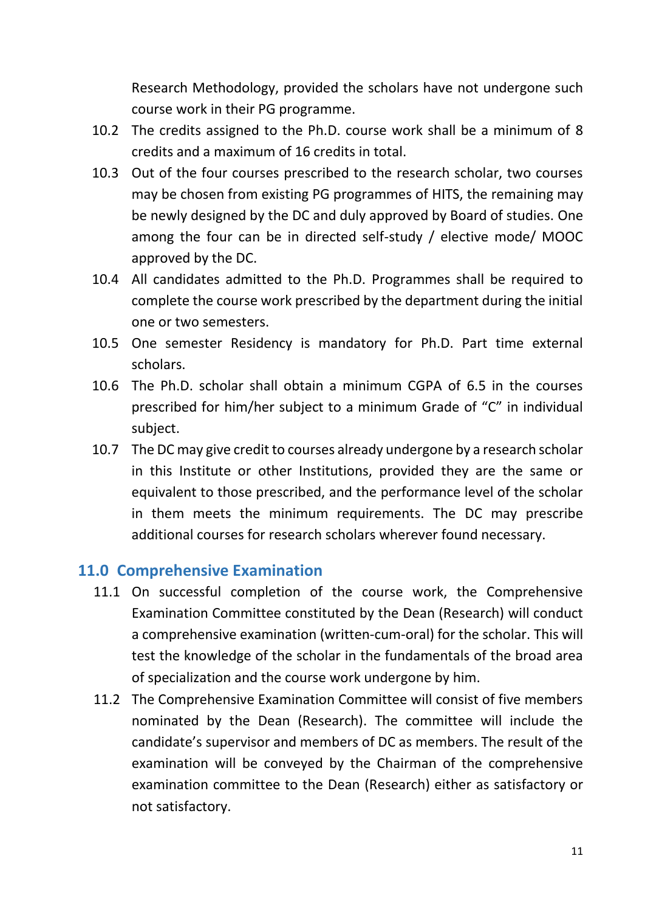Research Methodology, provided the scholars have not undergone such course work in their PG programme.

10.2 The credits assigned to the Ph.D. course work shall be a minimum of 8 credits and a maximum of 16 credits in total.

10.3 Out of the four courses prescribed to the research scholar, two courses may be chosen from existing PG programmes of HITS, the remaining may be newly designed by the DC and duly approved by Board of studies. One among the four can be in directed self-study / elective mode/ MOOC approved by the DC.

10.4 All candidates admitted to the Ph.D. Programmes shall be required to complete the course work prescribed by the department during the initial one or two semesters.

10.5 One semester Residency is mandatory for Ph.D. Part time external scholars.

10.6 The Ph.D. scholar shall obtain a minimum CGPA of 6.5 in the courses prescribed for him/her subject to a minimum Grade of "C" in individual subject.

10.7 The DC may give credit to courses already undergone by a research scholar in this Institute or other Institutions, provided they are the same or equivalent to those prescribed, and the performance level of the scholar in them meets the minimum requirements. The DC may prescribe additional courses for research scholars wherever found necessary.

## 11.0 Comprehensive Examination

11.1 On successful completion of the course work, the Comprehensive Examination Committee constituted by the Dean (Research) will conduct a comprehensive examination (written-cum-oral) for the scholar. This will test the knowledge of the scholar in the fundamentals of the broad area of specialization and the course work undergone by him.

11.2 The Comprehensive Examination Committee will consist of five members nominated by the Dean (Research). The committee will include the candidate's supervisor and members of DC as members. The result of the examination will be conveyed by the Chairman of the comprehensive examination committee to the Dean (Research) either as satisfactory or not satisfactory.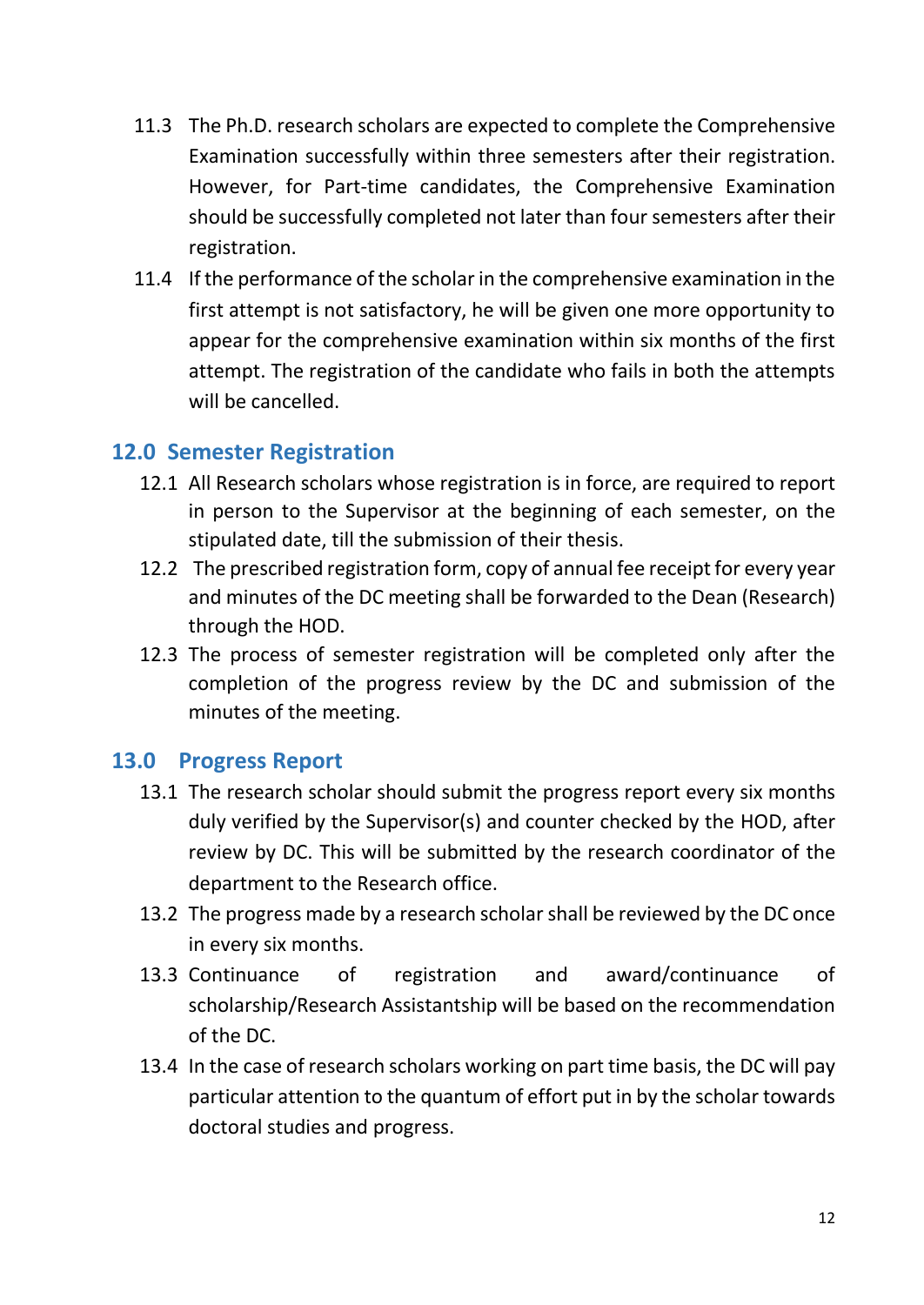11.3 The Ph.D. research scholars are expected to complete the Comprehensive Examination successfully within three semesters after their registration. However, for Part-time candidates, the Comprehensive Examination should be successfully completed not later than four semesters after their registration.

11.4 If the performance of the scholar in the comprehensive examination in the first attempt is not satisfactory, he will be given one more opportunity to appear for the comprehensive examination within six months of the first attempt. The registration of the candidate who fails in both the attempts will be cancelled.

## 12.0 Semester Registration

12.1 All Research scholars whose registration is in force, are required to report in person to the Supervisor at the beginning of each semester, on the stipulated date, till the submission of their thesis.

12.2 The prescribed registration form, copy of annual fee receipt for every year and minutes of the DC meeting shall be forwarded to the Dean (Research) through the HOD.

12.3 The process of semester registration will be completed only after the completion of the progress review by the DC and submission of the minutes of the meeting.

## 13.0 Progress Report

13.1 The research scholar should submit the progress report every six months duly verified by the Supervisor(s) and counter checked by the HOD, after review by DC. This will be submitted by the research coordinator of the department to the Research office.

13.2 The progress made by a research scholar shall be reviewed by the DC once in every six months.

13.3 Continuance of registration and award/continuance of scholarship/Research Assistantship will be based on the recommendation of the DC.

13.4 In the case of research scholars working on part time basis, the DC will pay particular attention to the quantum of effort put in by the scholar towards doctoral studies and progress.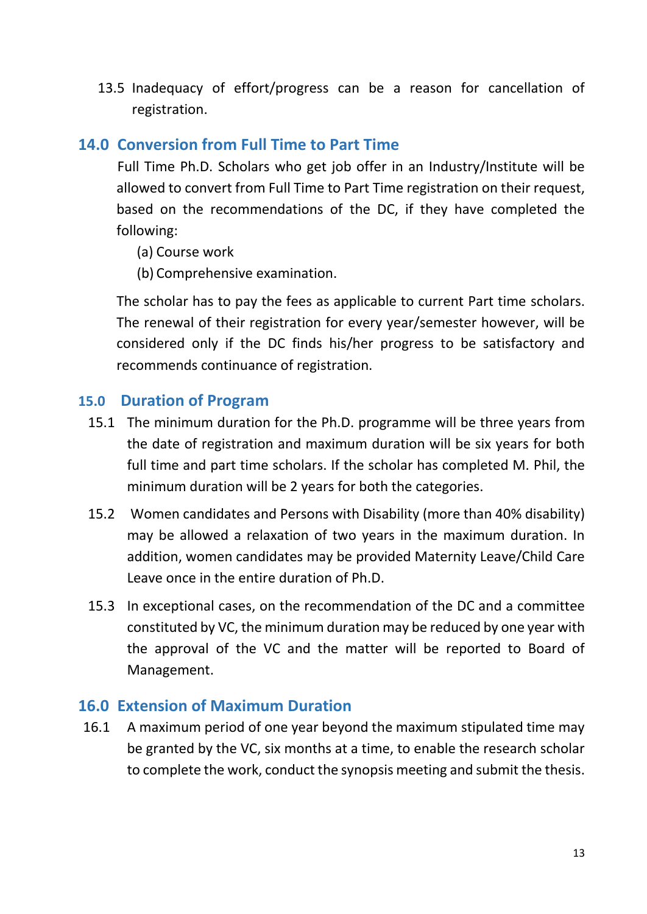13.5 Inadequacy of effort/progress can be a reason for cancellation of registration.

## 14.0 Conversion from Full Time to Part Time

Full Time Ph.D. Scholars who get job offer in an Industry/Institute will be allowed to convert from Full Time to Part Time registration on their request, based on the recommendations of the DC, if they have completed the following:

(a) Course work

(b) Comprehensive examination.

The scholar has to pay the fees as applicable to current Part time scholars. The renewal of their registration for every year/semester however, will be considered only if the DC finds his/her progress to be satisfactory and recommends continuance of registration.

## 15.0 Duration of Program

15.1 The minimum duration for the Ph.D. programme will be three years from the date of registration and maximum duration will be six years for both full time and part time scholars. If the scholar has completed M. Phil, the minimum duration will be 2 years for both the categories.

15.2 Women candidates and Persons with Disability (more than 40% disability) may be allowed a relaxation of two years in the maximum duration. In addition, women candidates may be provided Maternity Leave/Child Care Leave once in the entire duration of Ph.D.

15.3 In exceptional cases, on the recommendation of the DC and a committee constituted by VC, the minimum duration may be reduced by one year with the approval of the VC and the matter will be reported to Board of Management.

## 16.0 Extension of Maximum Duration

16.1 A maximum period of one year beyond the maximum stipulated time may be granted by the VC, six months at a time, to enable the research scholar to complete the work, conduct the synopsis meeting and submit the thesis.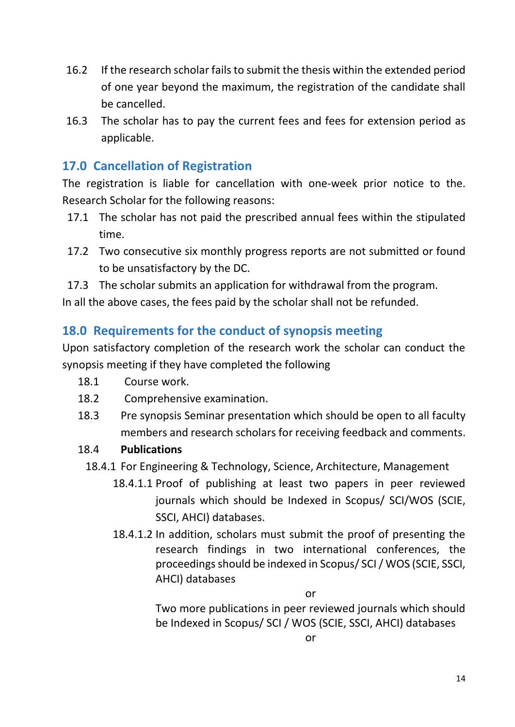16.2 If the research scholar fails to submit the thesis within the extended period of one year beyond the maximum, the registration of the candidate shall be cancelled.

16.3 The scholar has to pay the current fees and fees for extension period as applicable.

## 17.0 Cancellation of Registration

The registration is liable for cancellation with one-week prior notice to the. Research Scholar for the following reasons:

17.1 The scholar has not paid the prescribed annual fees within the stipulated time.

17.2 Two consecutive six monthly progress reports are not submitted or found to be unsatisfactory by the DC.

17.3 The scholar submits an application for withdrawal from the program.

In all the above cases, the fees paid by the scholar shall not be refunded.

## 18.0 Requirements for the conduct of synopsis meeting

Upon satisfactory completion of the research work the scholar can conduct the synopsis meeting if they have completed the following

18.1 Course work.

18.2 Comprehensive examination.

18.3 Pre synopsis Seminar presentation which should be open to all faculty members and research scholars for receiving feedback and comments.

18.4 **Publications**

18.4.1 For Engineering & Technology, Science, Architecture, Management

18.4.1.1 Proof of publishing at least two papers in peer reviewed journals which should be Indexed in Scopus/ SCI/WOS (SCIE, SSCI, AHCI) databases.

18.4.1.2 In addition, scholars must submit the proof of presenting the research findings in two international conferences, the proceedings should be indexed in Scopus/ SCI / WOS (SCIE, SSCI, AHCI) databases

or

Two more publications in peer reviewed journals which should be Indexed in Scopus/ SCI / WOS (SCIE, SSCI, AHCI) databases

or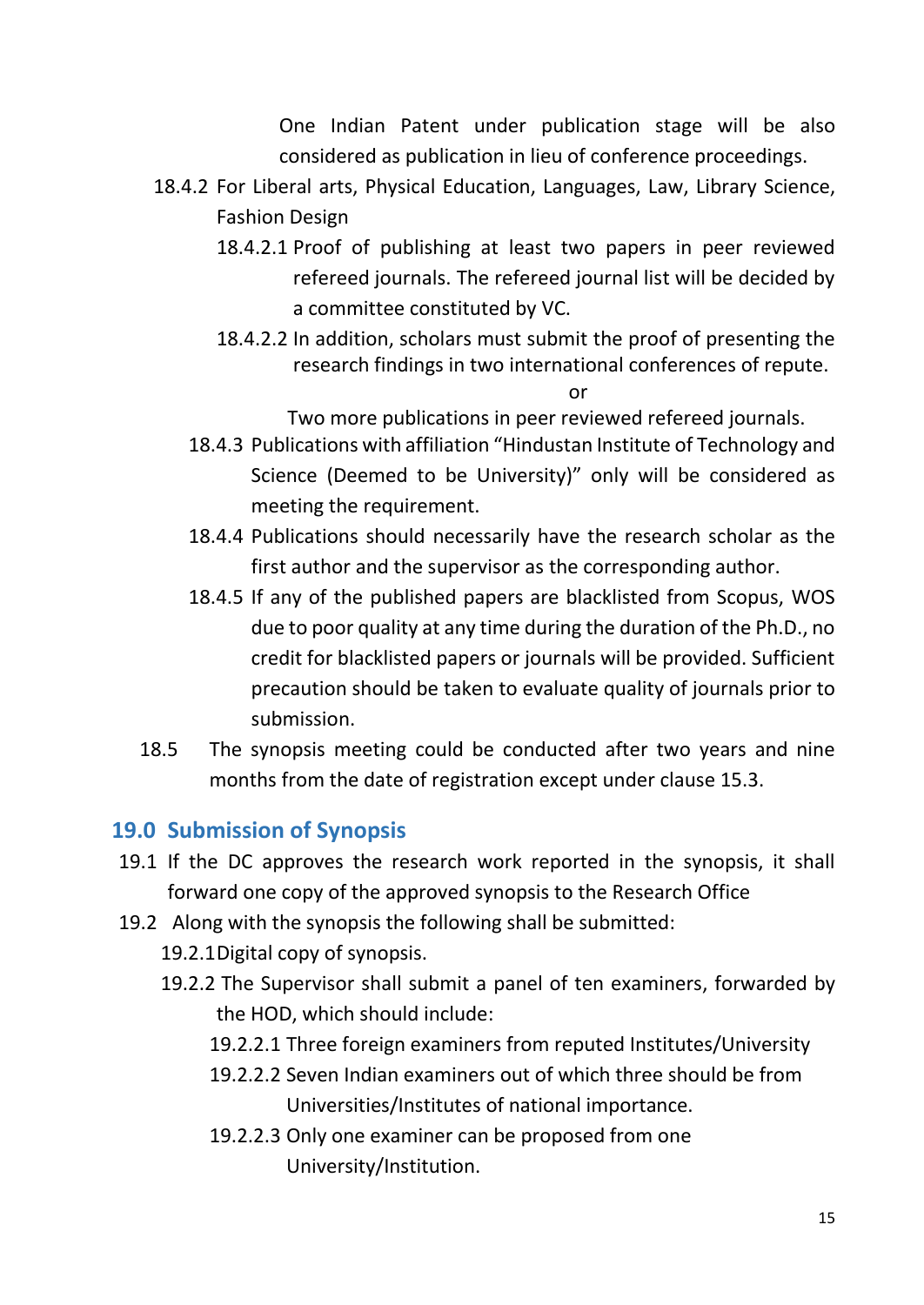One Indian Patent under publication stage will be also considered as publication in lieu of conference proceedings.

18.4.2 For Liberal arts, Physical Education, Languages, Law, Library Science, Fashion Design

18.4.2.1 Proof of publishing at least two papers in peer reviewed refereed journals. The refereed journal list will be decided by a committee constituted by VC.

18.4.2.2 In addition, scholars must submit the proof of presenting the research findings in two international conferences of repute.

or

Two more publications in peer reviewed refereed journals.

18.4.3 Publications with affiliation "Hindustan Institute of Technology and Science (Deemed to be University)" only will be considered as meeting the requirement.

18.4.4 Publications should necessarily have the research scholar as the first author and the supervisor as the corresponding author.

18.4.5 If any of the published papers are blacklisted from Scopus, WOS due to poor quality at any time during the duration of the Ph.D., no credit for blacklisted papers or journals will be provided. Sufficient precaution should be taken to evaluate quality of journals prior to submission.

18.5 The synopsis meeting could be conducted after two years and nine months from the date of registration except under clause 15.3.

## 19.0 Submission of Synopsis

19.1 If the DC approves the research work reported in the synopsis, it shall forward one copy of the approved synopsis to the Research Office

19.2 Along with the synopsis the following shall be submitted:

19.2.1 Digital copy of synopsis.

19.2.2 The Supervisor shall submit a panel of ten examiners, forwarded by the HOD, which should include:

19.2.2.1 Three foreign examiners from reputed Institutes/University

19.2.2.2 Seven Indian examiners out of which three should be from Universities/Institutes of national importance.

19.2.2.3 Only one examiner can be proposed from one University/Institution.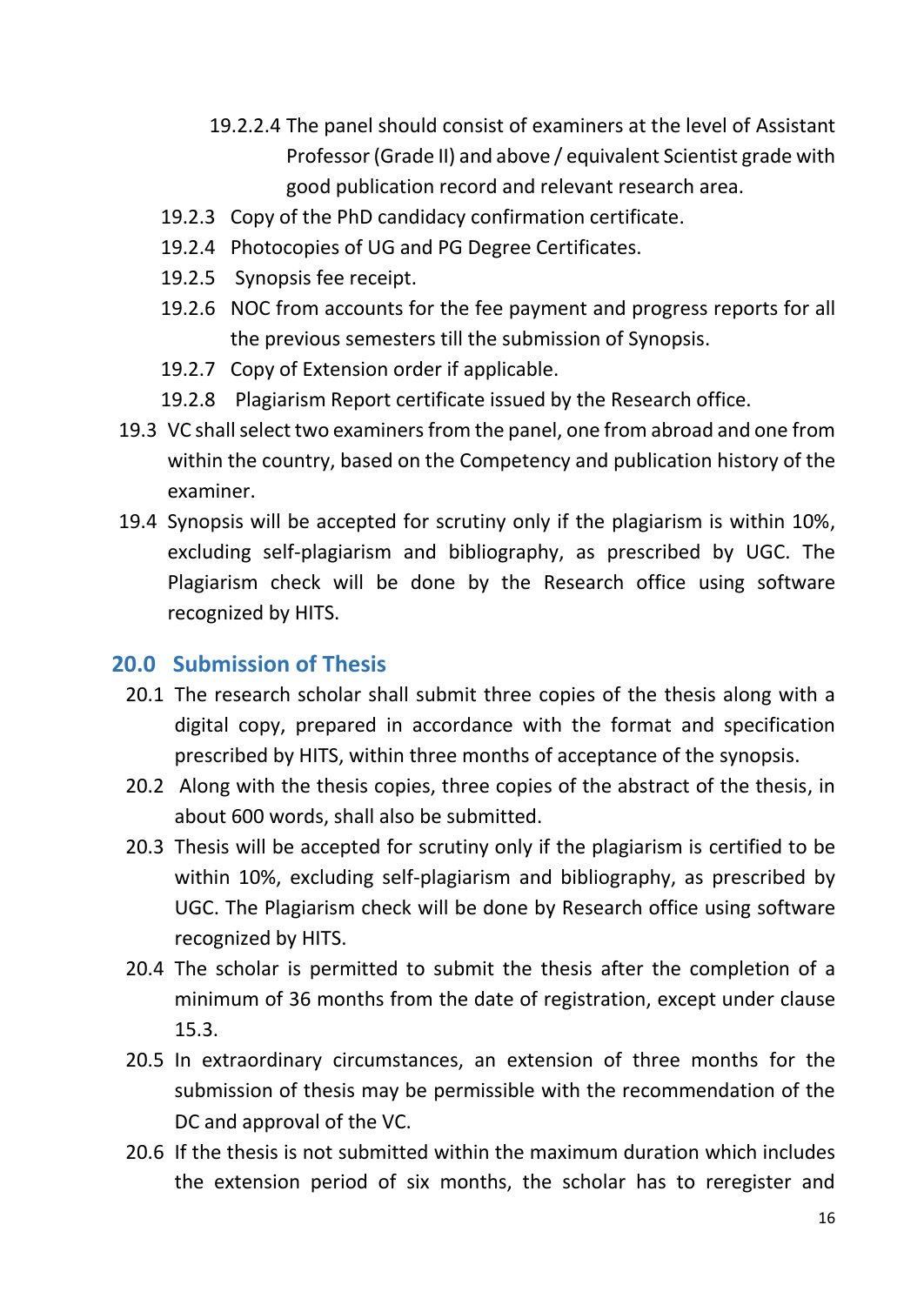19.2.2.4 The panel should consist of examiners at the level of Assistant Professor (Grade II) and above / equivalent Scientist grade with good publication record and relevant research area.

19.2.3 Copy of the PhD candidacy confirmation certificate.

19.2.4 Photocopies of UG and PG Degree Certificates.

19.2.5 Synopsis fee receipt.

19.2.6 NOC from accounts for the fee payment and progress reports for all the previous semesters till the submission of Synopsis.

19.2.7 Copy of Extension order if applicable.

19.2.8 Plagiarism Report certificate issued by the Research office.

19.3 VC shall select two examiners from the panel, one from abroad and one from within the country, based on the Competency and publication history of the examiner.

19.4 Synopsis will be accepted for scrutiny only if the plagiarism is within 10%, excluding self-plagiarism and bibliography, as prescribed by UGC. The Plagiarism check will be done by the Research office using software recognized by HITS.

## 20.0 Submission of Thesis

20.1 The research scholar shall submit three copies of the thesis along with a digital copy, prepared in accordance with the format and specification prescribed by HITS, within three months of acceptance of the synopsis.

20.2 Along with the thesis copies, three copies of the abstract of the thesis, in about 600 words, shall also be submitted.

20.3 Thesis will be accepted for scrutiny only if the plagiarism is certified to be within 10%, excluding self-plagiarism and bibliography, as prescribed by UGC. The Plagiarism check will be done by Research office using software recognized by HITS.

20.4 The scholar is permitted to submit the thesis after the completion of a minimum of 36 months from the date of registration, except under clause 15.3.

20.5 In extraordinary circumstances, an extension of three months for the submission of thesis may be permissible with the recommendation of the DC and approval of the VC.

20.6 If the thesis is not submitted within the maximum duration which includes the extension period of six months, the scholar has to reregister and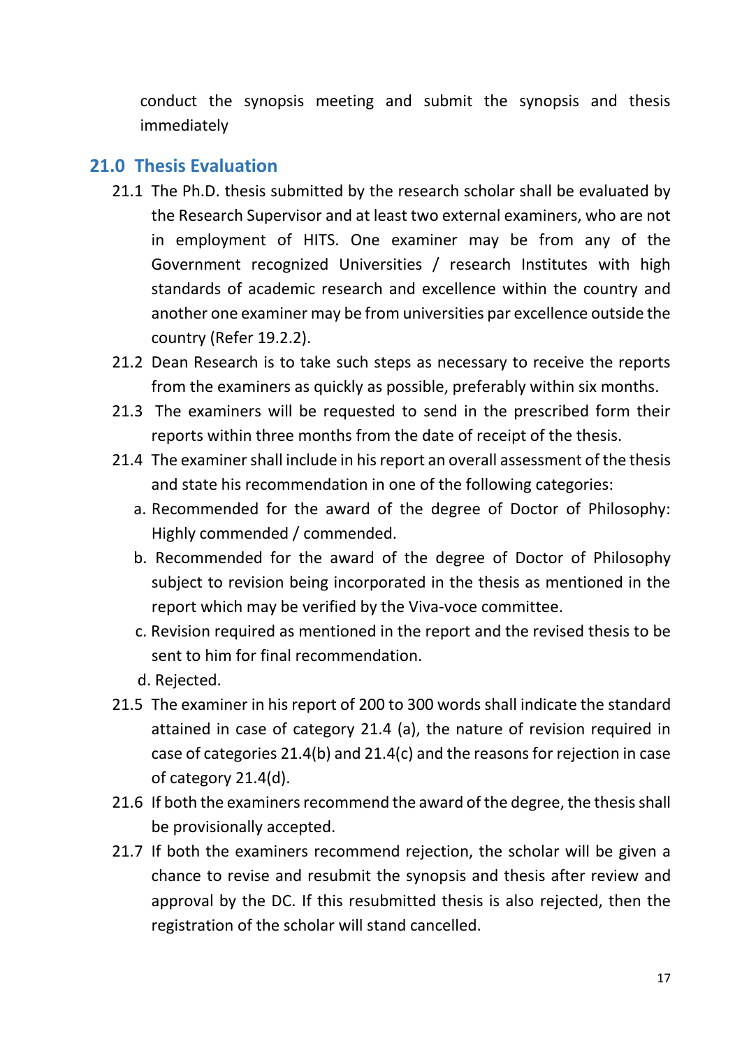conduct the synopsis meeting and submit the synopsis and thesis immediately

## 21.0 Thesis Evaluation

21.1 The Ph.D. thesis submitted by the research scholar shall be evaluated by the Research Supervisor and at least two external examiners, who are not in employment of HITS. One examiner may be from any of the Government recognized Universities / research Institutes with high standards of academic research and excellence within the country and another one examiner may be from universities par excellence outside the country (Refer 19.2.2).

21.2 Dean Research is to take such steps as necessary to receive the reports from the examiners as quickly as possible, preferably within six months.

21.3 The examiners will be requested to send in the prescribed form their reports within three months from the date of receipt of the thesis.

21.4 The examiner shall include in his report an overall assessment of the thesis and state his recommendation in one of the following categories:

a. Recommended for the award of the degree of Doctor of Philosophy: Highly commended / commended.

b. Recommended for the award of the degree of Doctor of Philosophy subject to revision being incorporated in the thesis as mentioned in the report which may be verified by the Viva-voce committee.

c. Revision required as mentioned in the report and the revised thesis to be sent to him for final recommendation.

d. Rejected.

21.5 The examiner in his report of 200 to 300 words shall indicate the standard attained in case of category 21.4 (a), the nature of revision required in case of categories 21.4(b) and 21.4(c) and the reasons for rejection in case of category 21.4(d).

21.6 If both the examiners recommend the award of the degree, the thesis shall be provisionally accepted.

21.7 If both the examiners recommend rejection, the scholar will be given a chance to revise and resubmit the synopsis and thesis after review and approval by the DC. If this resubmitted thesis is also rejected, then the registration of the scholar will stand cancelled.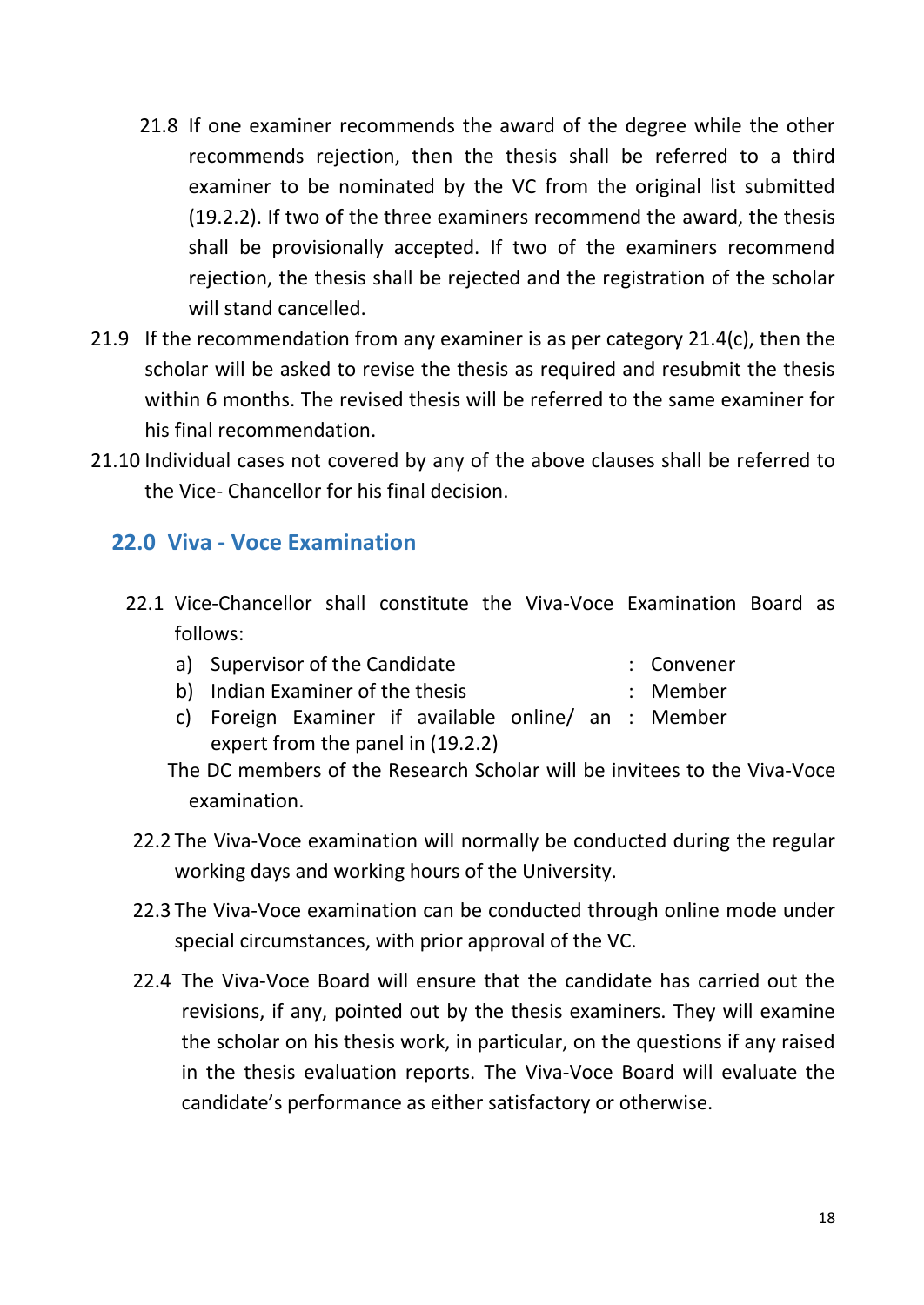21.8 If one examiner recommends the award of the degree while the other recommends rejection, then the thesis shall be referred to a third examiner to be nominated by the VC from the original list submitted (19.2.2). If two of the three examiners recommend the award, the thesis shall be provisionally accepted. If two of the examiners recommend rejection, the thesis shall be rejected and the registration of the scholar will stand cancelled.

21.9 If the recommendation from any examiner is as per category 21.4(c), then the scholar will be asked to revise the thesis as required and resubmit the thesis within 6 months. The revised thesis will be referred to the same examiner for his final recommendation.

21.10 Individual cases not covered by any of the above clauses shall be referred to the Vice- Chancellor for his final decision.

## 22.0 Viva - Voce Examination

22.1 Vice-Chancellor shall constitute the Viva-Voce Examination Board as follows:

| | | | |
|---|---|---|---|
| a) | Supervisor of the Candidate | : | Convener |
| b) | Indian Examiner of the thesis | : | Member |
| c) | Foreign Examiner if available online/ an expert from the panel in (19.2.2) | : | Member |

The DC members of the Research Scholar will be invitees to the Viva-Voce examination.

22.2 The Viva-Voce examination will normally be conducted during the regular working days and working hours of the University.

22.3 The Viva-Voce examination can be conducted through online mode under special circumstances, with prior approval of the VC.

22.4 The Viva-Voce Board will ensure that the candidate has carried out the revisions, if any, pointed out by the thesis examiners. They will examine the scholar on his thesis work, in particular, on the questions if any raised in the thesis evaluation reports. The Viva-Voce Board will evaluate the candidate's performance as either satisfactory or otherwise.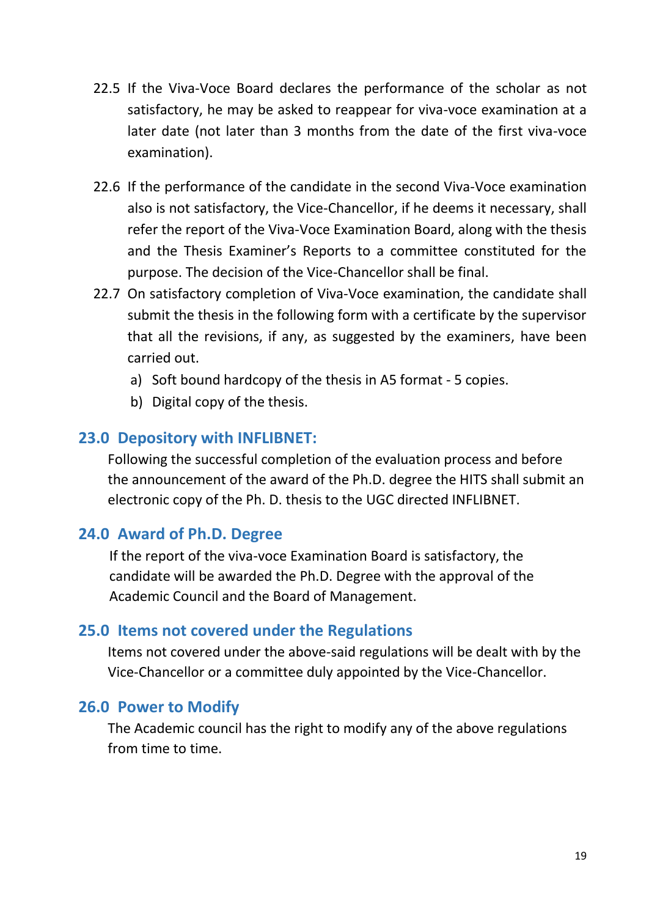22.5 If the Viva-Voce Board declares the performance of the scholar as not satisfactory, he may be asked to reappear for viva-voce examination at a later date (not later than 3 months from the date of the first viva-voce examination).

22.6 If the performance of the candidate in the second Viva-Voce examination also is not satisfactory, the Vice-Chancellor, if he deems it necessary, shall refer the report of the Viva-Voce Examination Board, along with the thesis and the Thesis Examiner's Reports to a committee constituted for the purpose. The decision of the Vice-Chancellor shall be final.

22.7 On satisfactory completion of Viva-Voce examination, the candidate shall submit the thesis in the following form with a certificate by the supervisor that all the revisions, if any, as suggested by the examiners, have been carried out.

a) Soft bound hardcopy of the thesis in A5 format - 5 copies.
b) Digital copy of the thesis.

## 23.0 Depository with INFLIBNET:

Following the successful completion of the evaluation process and before the announcement of the award of the Ph.D. degree the HITS shall submit an electronic copy of the Ph. D. thesis to the UGC directed INFLIBNET.

## 24.0 Award of Ph.D. Degree

If the report of the viva-voce Examination Board is satisfactory, the candidate will be awarded the Ph.D. Degree with the approval of the Academic Council and the Board of Management.

## 25.0 Items not covered under the Regulations

Items not covered under the above-said regulations will be dealt with by the Vice-Chancellor or a committee duly appointed by the Vice-Chancellor.

## 26.0 Power to Modify

The Academic council has the right to modify any of the above regulations from time to time.